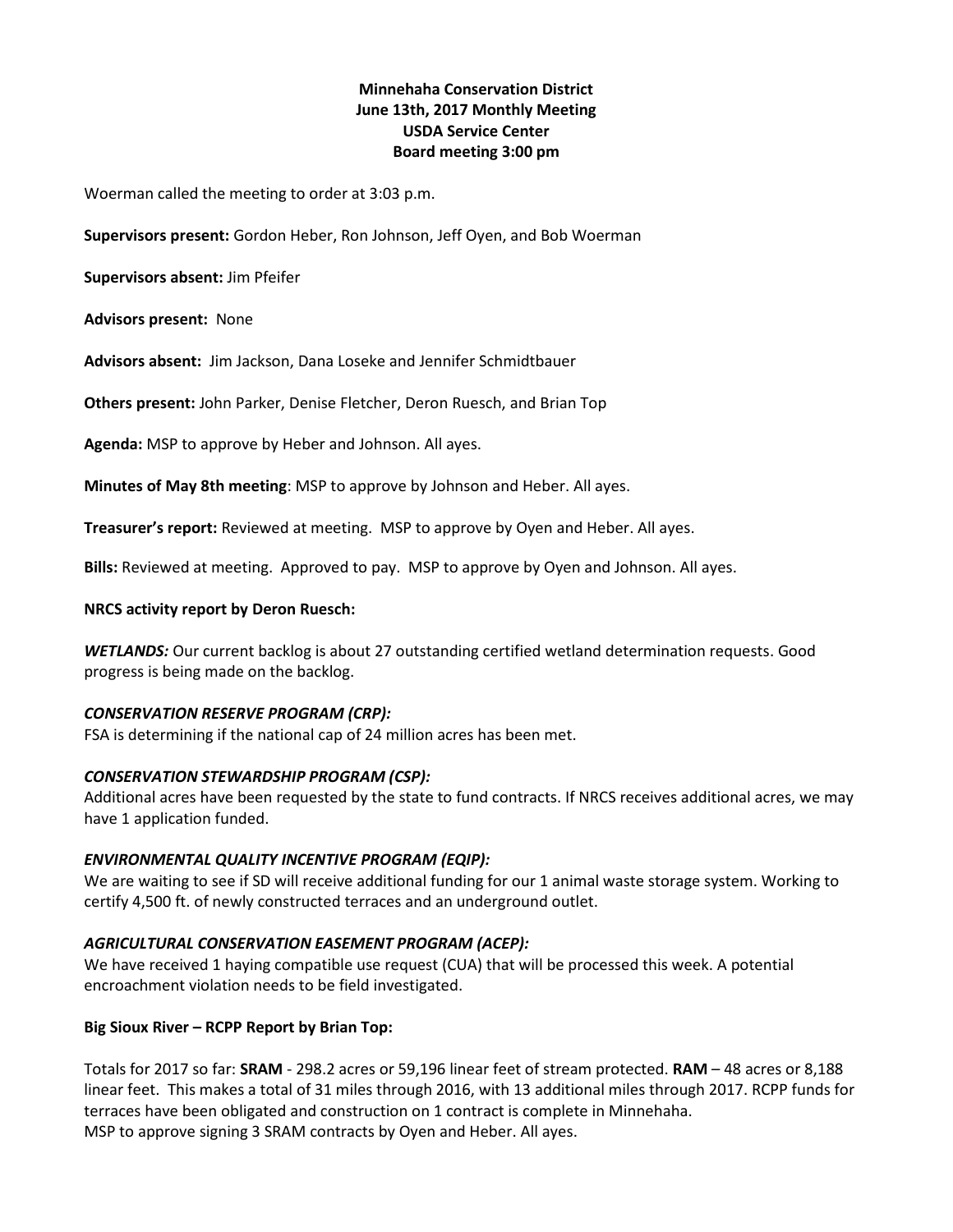**Minnehaha Conservation District**
**June 13th, 2017 Monthly Meeting**
**USDA Service Center**
**Board meeting 3:00 pm**

Woerman called the meeting to order at 3:03 p.m.

**Supervisors present:** Gordon Heber, Ron Johnson, Jeff Oyen, and Bob Woerman

**Supervisors absent:** Jim Pfeifer

**Advisors present:** None

**Advisors absent:** Jim Jackson, Dana Loseke and Jennifer Schmidtbauer

**Others present:** John Parker, Denise Fletcher, Deron Ruesch, and Brian Top

**Agenda:** MSP to approve by Heber and Johnson. All ayes.

**Minutes of May 8th meeting**: MSP to approve by Johnson and Heber. All ayes.

**Treasurer's report:** Reviewed at meeting. MSP to approve by Oyen and Heber. All ayes.

**Bills:** Reviewed at meeting. Approved to pay. MSP to approve by Oyen and Johnson. All ayes.

**NRCS activity report by Deron Ruesch:**

***WETLANDS:*** Our current backlog is about 27 outstanding certified wetland determination requests. Good progress is being made on the backlog.

***CONSERVATION RESERVE PROGRAM (CRP):***
FSA is determining if the national cap of 24 million acres has been met.

***CONSERVATION STEWARDSHIP PROGRAM (CSP):***
Additional acres have been requested by the state to fund contracts. If NRCS receives additional acres, we may have 1 application funded.

***ENVIRONMENTAL QUALITY INCENTIVE PROGRAM (EQIP):***
We are waiting to see if SD will receive additional funding for our 1 animal waste storage system. Working to certify 4,500 ft. of newly constructed terraces and an underground outlet.

***AGRICULTURAL CONSERVATION EASEMENT PROGRAM (ACEP):***
We have received 1 haying compatible use request (CUA) that will be processed this week. A potential encroachment violation needs to be field investigated.

**Big Sioux River – RCPP Report by Brian Top:**

Totals for 2017 so far: **SRAM** - 298.2 acres or 59,196 linear feet of stream protected. **RAM** – 48 acres or 8,188 linear feet. This makes a total of 31 miles through 2016, with 13 additional miles through 2017. RCPP funds for terraces have been obligated and construction on 1 contract is complete in Minnehaha.
MSP to approve signing 3 SRAM contracts by Oyen and Heber. All ayes.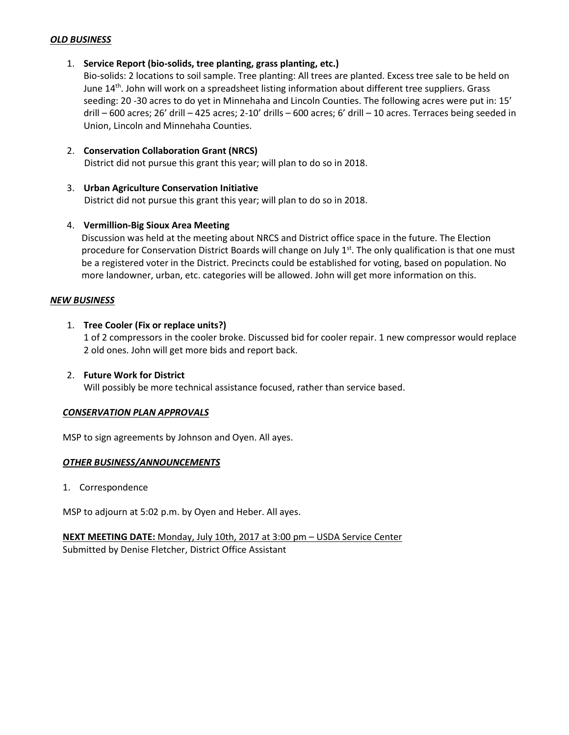***OLD BUSINESS***

1. **Service Report (bio-solids, tree planting, grass planting, etc.)**
   Bio-solids: 2 locations to soil sample. Tree planting: All trees are planted. Excess tree sale to be held on June 14th. John will work on a spreadsheet listing information about different tree suppliers. Grass seeding: 20 -30 acres to do yet in Minnehaha and Lincoln Counties. The following acres were put in: 15' drill – 600 acres; 26' drill – 425 acres; 2-10' drills – 600 acres; 6' drill – 10 acres. Terraces being seeded in Union, Lincoln and Minnehaha Counties.

2. **Conservation Collaboration Grant (NRCS)**
   District did not pursue this grant this year; will plan to do so in 2018.

3. **Urban Agriculture Conservation Initiative**
   District did not pursue this grant this year; will plan to do so in 2018.

4. **Vermillion-Big Sioux Area Meeting**
   Discussion was held at the meeting about NRCS and District office space in the future. The Election procedure for Conservation District Boards will change on July 1st. The only qualification is that one must be a registered voter in the District. Precincts could be established for voting, based on population. No more landowner, urban, etc. categories will be allowed. John will get more information on this.

***NEW BUSINESS***

1. **Tree Cooler (Fix or replace units?)**
   1 of 2 compressors in the cooler broke. Discussed bid for cooler repair. 1 new compressor would replace 2 old ones. John will get more bids and report back.

2. **Future Work for District**
   Will possibly be more technical assistance focused, rather than service based.

***CONSERVATION PLAN APPROVALS***

MSP to sign agreements by Johnson and Oyen. All ayes.

***OTHER BUSINESS/ANNOUNCEMENTS***

1. Correspondence

MSP to adjourn at 5:02 p.m. by Oyen and Heber. All ayes.

**NEXT MEETING DATE:** Monday, July 10th, 2017 at 3:00 pm – USDA Service Center
Submitted by Denise Fletcher, District Office Assistant